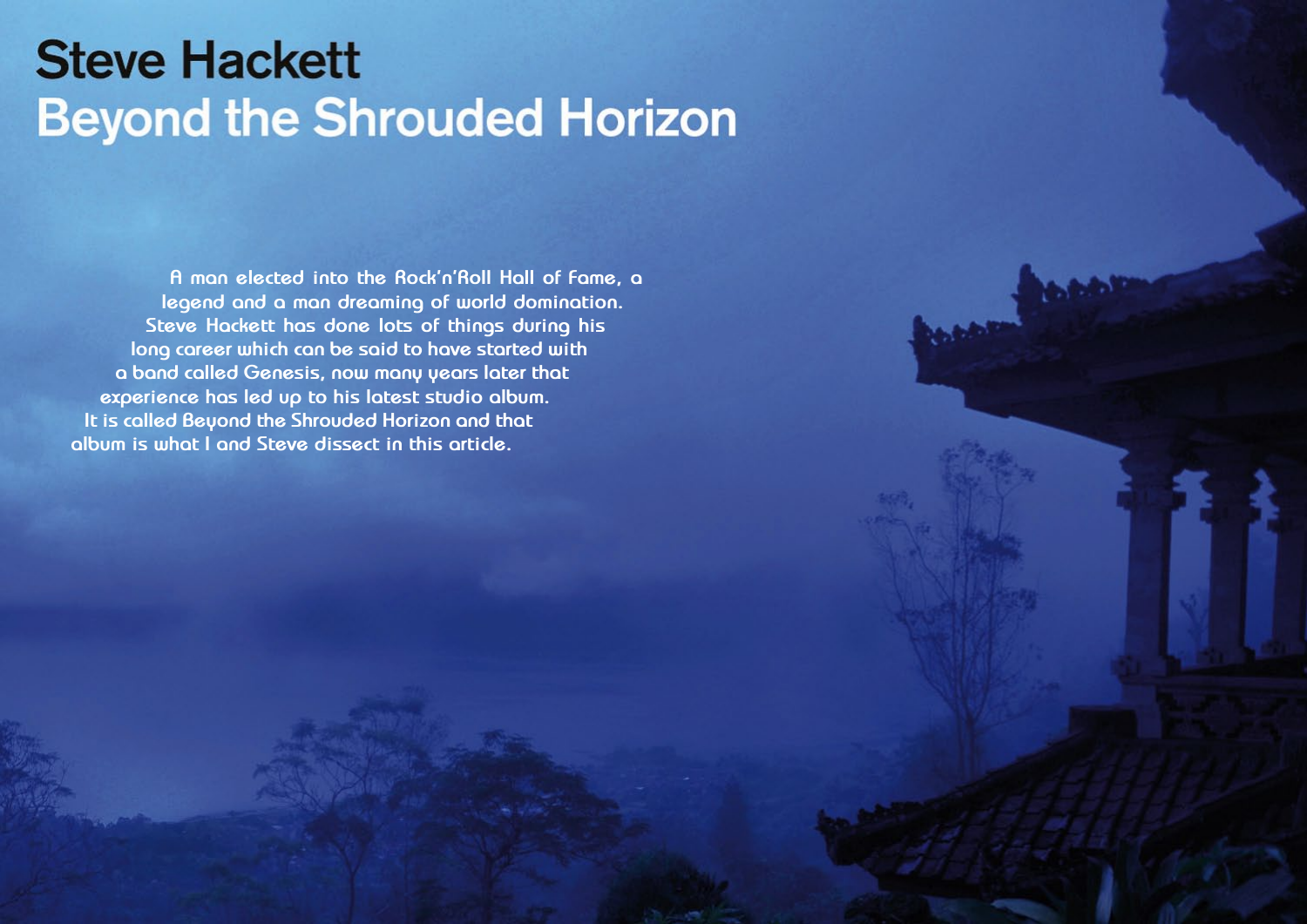# Steve Hackett

## Beyond the Shrouded Horizon

A man elected into the Rock'n'Roll Hall of Fame, a legend and a man dreaming of world domination. Steve Hackett has done lots of things during his long career which can be said to have started with a band called Genesis, now many years later that experience has led up to his latest studio album. It is called Beyond the Shrouded Horizon and that album is what I and Steve dissect in this article.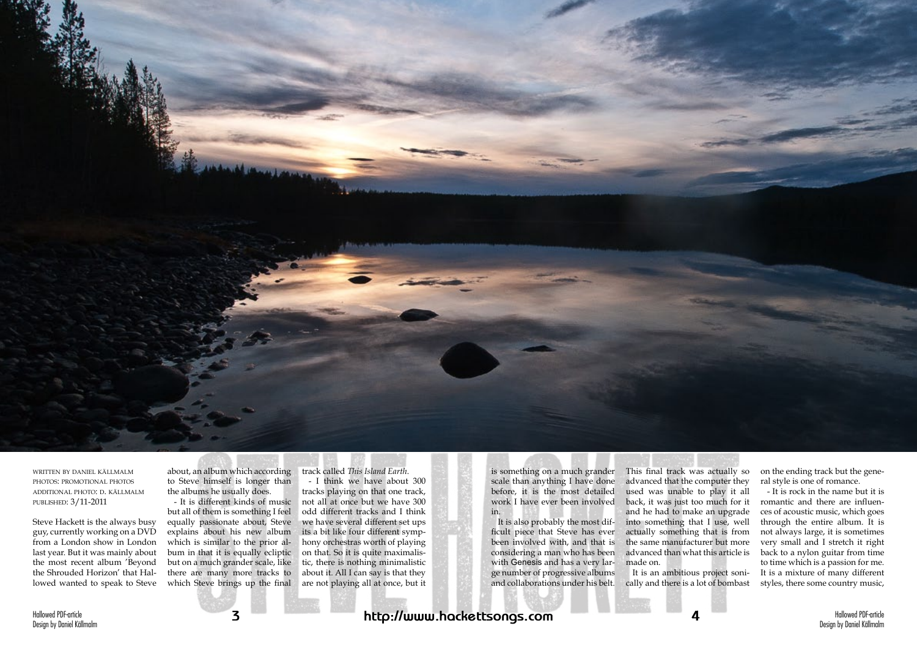# STEVE HACKETT

WRITTEN BY DANIEL KÄLLMALM
PHOTOS: PROMOTIONAL PHOTOS
ADDITIONAL PHOTO: D. KÄLLMALM
PUBLISHED: 3/11-2011

Steve Hackett is the always busy guy, currently working on a DVD from a London show in London last year. But it was mainly about the most recent album 'Beyond the Shrouded Horizon' that Hallowed wanted to speak to Steve about, an album which according to Steve himself is longer than the albums he usually does.

- It is different kinds of music but all of them is something I feel equally passionate about, Steve explains about his new album which is similar to the prior album in that it is equally ecliptic but on a much grander scale, like there are many more tracks to which Steve brings up the final track called *This Island Earth*.

- I think we have about 300 tracks playing on that one track, not all at once but we have 300 odd different tracks and I think we have several different set ups its a bit like four different symphony orchestras worth of playing on that. So it is quite maximalistic, there is nothing minimalistic about it. All I can say is that they are not playing all at once, but it is something on a much grander scale than anything I have done before, it is the most detailed work I have ever been involved in.

It is also probably the most difficult piece that Steve has ever been involved with, and that is considering a man who has been with Genesis and has a very large number of progressive albums and collaborations under his belt. This final track was actually so advanced that the computer they used was unable to play it all back, it was just too much for it and he had to make an upgrade into something that I use, well actually something that is from the same manufacturer but more advanced than what this article is made on.

It is an ambitious project sonically and there is a lot of bombast on the ending track but the general style is one of romance.

- It is rock in the name but it is romantic and there are influences of acoustic music, which goes through the entire album. It is not always large, it is sometimes very small and I stretch it right back to a nylon guitar from time to time which is a passion for me. It is a mixture of many different styles, there some country music,

http://www.hackettsongs.com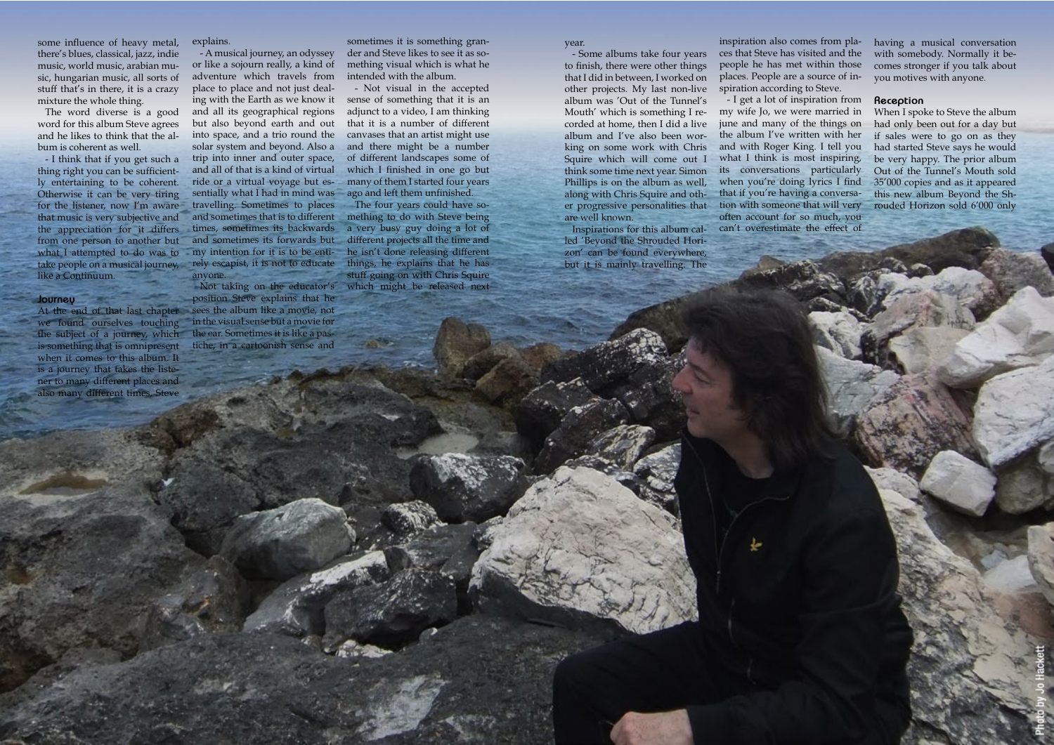some influence of heavy metal, there's blues, classical, jazz, indie music, world music, arabian music, hungarian music, all sorts of stuff that's in there, it is a crazy mixture the whole thing.

The word diverse is a good word for this album Steve agrees and he likes to think that the album is coherent as well.

- I think that if you get such a thing right you can be sufficiently entertaining to be coherent. Otherwise it can be very tiring for the listener, now I'm aware that music is very subjective and the appreciation for it differs from one person to another but what I attempted to do was to take people on a musical journey, like a Continuum.

## Journey

At the end of that last chapter we found ourselves touching the subject of a journey, which is something that is omnipresent when it comes to this album. It is a journey that takes the listener to many different places and also many different times, Steve explains.

- A musical journey, an odyssey or like a sojourn really, a kind of adventure which travels from place to place and not just dealing with the Earth as we know it and all its geographical regions but also beyond earth and out into space, and a trio round the solar system and beyond. Also a trip into inner and outer space, and all of that is a kind of virtual ride or a virtual voyage but essentially what I had in mind was travelling. Sometimes to places and sometimes that is to different times, sometimes its backwards and sometimes its forwards but my intention for it is to be entirely escapist, it is not to educate anyone.

Not taking on the educator's position Steve explains that he sees the album like a movie, not in the visual sense but a movie for the ear. Sometimes it is like a pastiche, in a cartoonish sense and sometimes it is something grander and Steve likes to see it as something visual which is what he intended with the album.

- Not visual in the accepted sense of something that it is an adjunct to a video, I am thinking that it is a number of different canvases that an artist might use and there might be a number of different landscapes some of which I finished in one go but many of them I started four years ago and left them unfinished.

The four years could have something to do with Steve being a very busy guy doing a lot of different projects all the time and he isn't done releasing different things, he explains that he has stuff going on with Chris Squire which might be released next year.

- Some albums take four years to finish, there were other things that I did in between, I worked on other projects. My last non-live album was 'Out of the Tunnel's Mouth' which is something I recorded at home, then I did a live album and I've also been working on some work with Chris Squire which will come out I think some time next year. Simon Phillips is on the album as well, along with Chris Squire and other progressive personalities that are well known.

Inspirations for this album called 'Beyond the Shrouded Horizon' can be found everywhere, but it is mainly travelling. The inspiration also comes from places that Steve has visited and the people he has met within those places. People are a source of inspiration according to Steve.

- I get a lot of inspiration from my wife Jo, we were married in june and many of the things on the album I've written with her and with Roger King. I tell you what I think is most inspiring, its conversations particularly when you're doing lyrics I find that if you're having a conversation with someone that will very often account for so much, you can't overestimate the effect of having a musical conversation with somebody. Normally it becomes stronger if you talk about you motives with anyone.

## Reception

When I spoke to Steve the album had only been out for a day but if sales were to go on as they had started Steve says he would be very happy. The prior album Out of the Tunnel's Mouth sold 35'000 copies and as it appeared this new album Beyond the Shrouded Horizon sold 6'000 only

Photo by Jo Hackett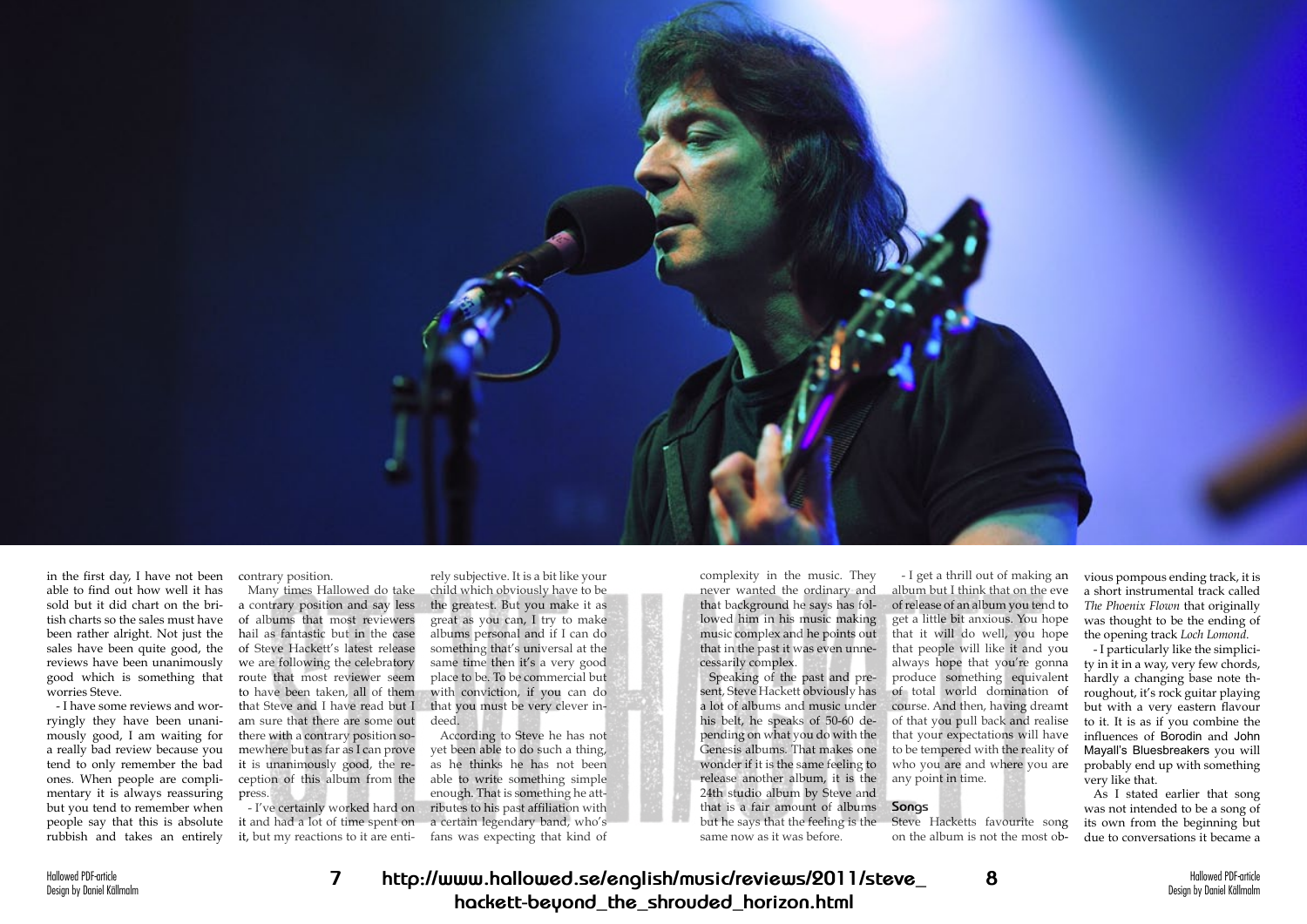in the first day, I have not been able to find out how well it has sold but it did chart on the british charts so the sales must have been rather alright. Not just the sales have been quite good, the reviews have been unanimously good which is something that worries Steve.

- I have some reviews and worryingly they have been unanimously good, I am waiting for a really bad review because you tend to only remember the bad ones. When people are complimentary it is always reassuring but you tend to remember when people say that this is absolute rubbish and takes an entirely contrary position.

Many times Hallowed do take a contrary position and say less of albums that most reviewers hail as fantastic but in the case of Steve Hackett's latest release we are following the celebratory route that most reviewer seem to have been taken, all of them that Steve and I have read but I am sure that there are some out there with a contrary position somewhere but as far as I can prove it is unanimously good, the reception of this album from the press.

- I've certainly worked hard on it and had a lot of time spent on it, but my reactions to it are entirely subjective. It is a bit like your child which obviously have to be the greatest. But you make it as great as you can, I try to make albums personal and if I can do something that's universal at the same time then it's a very good place to be. To be commercial but with conviction, if you can do that you must be very clever indeed.

According to Steve he has not yet been able to do such a thing, as he thinks he has not been able to write something simple enough. That is something he attributes to his past affiliation with a certain legendary band, who's fans was expecting that kind of complexity in the music. They never wanted the ordinary and that background he says has followed him in his music making music complex and he points out that in the past it was even unnecessarily complex.

Speaking of the past and present, Steve Hackett obviously has a lot of albums and music under his belt, he speaks of 50-60 depending on what you do with the Genesis albums. That makes one wonder if it is the same feeling to release another album, it is the 24th studio album by Steve and that is a fair amount of albums but he says that the feeling is the same now as it was before.

- I get a thrill out of making an album but I think that on the eve of release of an album you tend to get a little bit anxious. You hope that it will do well, you hope that people will like it and you always hope that you're gonna produce something equivalent of total world domination of course. And then, having dreamt of that you pull back and realise that your expectations will have to be tempered with the reality of who you are and where you are any point in time.

## Songs

Steve Hacketts favourite song on the album is not the most obvious pompous ending track, it is a short instrumental track called *The Phoenix Flown* that originally was thought to be the ending of the opening track *Loch Lomond*.

- I particularly like the simplicity in it in a way, very few chords, hardly a changing base note throughout, it's rock guitar playing but with a very eastern flavour to it. It is as if you combine the influences of Borodin and John Mayall's Bluesbreakers you will probably end up with something very like that.

As I stated earlier that song was not intended to be a song of its own from the beginning but due to conversations it became a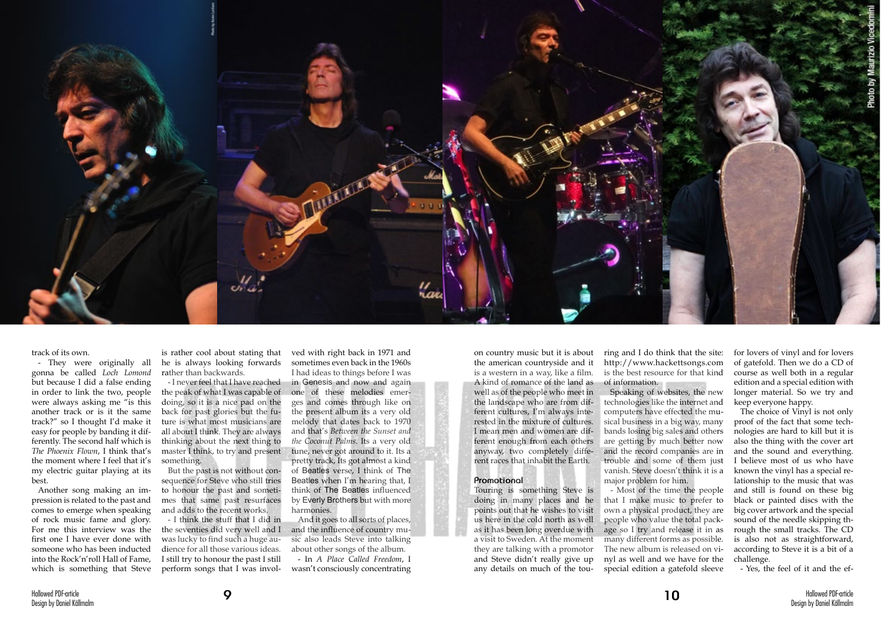track of its own.

- They were originally all gonna be called *Loch Lomond* but because I did a false ending in order to link the two, people were always asking me "is this another track or is it the same track?" so I thought I'd make it easy for people by banding it differently. The second half which is *The Phoenix Flown*, I think that's the moment where I feel that it's my electric guitar playing at its best.

Another song making an impression is related to the past and comes to emerge when speaking of rock music fame and glory. For me this interview was the first one I have ever done with someone who has been inducted into the Rock'n'roll Hall of Fame, which is something that Steve is rather cool about stating that he is always looking forwards rather than backwards.

- I never feel that I have reached the peak of what I was capable of doing, so it is a nice pad on the back for past glories but the future is what most musicians are all about I think. They are always thinking about the next thing to master I think, to try and present something.

But the past is not without consequence for Steve who still tries to honour the past and sometimes that same past resurfaces and adds to the recent works.

- I think the stuff that I did in the seventies did very well and I was lucky to find such a huge audience for all those various ideas. I still try to honour the past I still perform songs that I was involved with right back in 1971 and sometimes even back in the 1960s I had ideas to things before I was in Genesis and now and again one of these melodies emerges and comes through like on the present album its a very old melody that dates back to 1970 and that's *Between the Sunset and the Coconut Palms*. Its a very old tune, never got around to it. Its a pretty track, Its got almost a kind of Beatles verse, I think of The Beatles when I'm hearing that, I think of The Beatles influenced by Everly Brothers but with more harmonies.

And it goes to all sorts of places, and the influence of country music also leads Steve into talking about other songs of the album.

- In *A Place Called Freedom*, I wasn't consciously concentrating on country music but it is about the american countryside and it is a western in a way, like a film. A kind of romance of the land as well as of the people who meet in the landscape who are from different cultures, I'm always interested in the mixture of cultures. I mean men and women are different enough from each others anyway, two completely different races that inhabit the Earth.

## Promotional

Touring is something Steve is doing in many places and he points out that he wishes to visit us here in the cold north as well as it has been long overdue with a visit to Sweden. At the moment they are talking with a promotor and Steve didn't really give up any details on much of the touring and I do think that the site: http://www.hackettsongs.com is the best resource for that kind of information.

Speaking of websites, the new technologies like the internet and computers have effected the musical business in a big way, many bands losing big sales and others are getting by much better now and the record companies are in trouble and some of them just vanish. Steve doesn't think it is a major problem for him.

- Most of the time the people that I make music to prefer to own a physical product, they are people who value the total package so I try and release it in as many different forms as possible. The new album is released on vinyl as well and we have for the special edition a gatefold sleeve for lovers of vinyl and for lovers of gatefold. Then we do a CD of course as well both in a regular edition and a special edition with longer material. So we try and keep everyone happy.

The choice of Vinyl is not only proof of the fact that some technologies are hard to kill but it is also the thing with the cover art and the sound and everything. I believe most of us who have known the vinyl has a special relationship to the music that was and still is found on these big black or painted discs with the big cover artwork and the special sound of the needle skipping through the small tracks. The CD is also not as straightforward, according to Steve it is a bit of a challenge.

- Yes, the feel of it and the ef-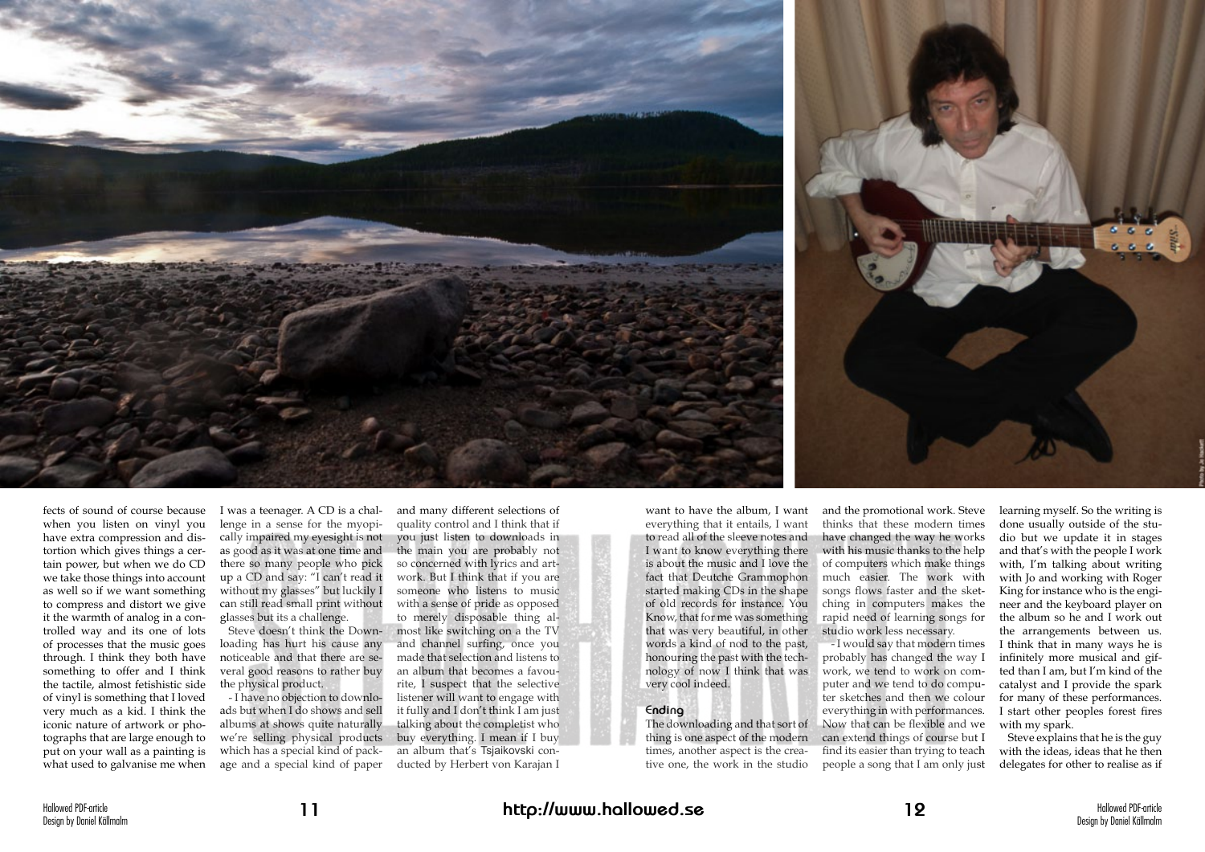fects of sound of course because when you listen on vinyl you have extra compression and distortion which gives things a certain power, but when we do CD we take those things into account as well so if we want something to compress and distort we give it the warmth of analog in a controlled way and its one of lots of processes that the music goes through. I think they both have something to offer and I think the tactile, almost fetishistic side of vinyl is something that I loved very much as a kid. I think the iconic nature of artwork or photographs that are large enough to put on your wall as a painting is what used to galvanise me when I was a teenager. A CD is a challenge in a sense for the myopically impaired my eyesight is not as good as it was at one time and there so many people who pick up a CD and say: "I can't read it without my glasses" but luckily I can still read small print without glasses but its a challenge.

Steve doesn't think the Downloading has hurt his cause any noticeable and that there are several good reasons to rather buy the physical product.

- I have no objection to downloads but when I do shows and sell albums at shows quite naturally we're selling physical products which has a special kind of package and a special kind of paper and many different selections of quality control and I think that if you just listen to downloads in the main you are probably not so concerned with lyrics and artwork. But I think that if you are someone who listens to music with a sense of pride as opposed to merely disposable thing almost like switching on a the TV and channel surfing, once you made that selection and listens to an album that becomes a favourite, I suspect that the selective listener will want to engage with it fully and I don't think I am just talking about the completist who buy everything. I mean if I buy an album that's Tsjaikovski conducted by Herbert von Karajan I want to have the album, I want everything that it entails, I want to read all of the sleeve notes and I want to know everything there is about the music and I love the fact that Deutche Grammophon started making CDs in the shape of old records for instance. You Know, that for me was something that was very beautiful, in other words a kind of nod to the past, honouring the past with the technology of now I think that was very cool indeed.

### Ending

The downloading and that sort of thing is one aspect of the modern times, another aspect is the creative one, the work in the studio and the promotional work. Steve thinks that these modern times have changed the way he works with his music thanks to the help of computers which make things much easier. The work with songs flows faster and the sketching in computers makes the rapid need of learning songs for studio work less necessary.

- I would say that modern times probably has changed the way I work, we tend to work on computer and we tend to do computer sketches and then we colour everything in with performances. Now that can be flexible and we can extend things of course but I find its easier than trying to teach people a song that I am only just learning myself. So the writing is done usually outside of the studio but we update it in stages and that's with the people I work with, I'm talking about writing with Jo and working with Roger King for instance who is the engineer and the keyboard player on the album so he and I work out the arrangements between us. I think that in many ways he is infinitely more musical and gifted than I am, but I'm kind of the catalyst and I provide the spark for many of these performances. I start other peoples forest fires with my spark.

Steve explains that he is the guy with the ideas, ideas that he then delegates for other to realise as if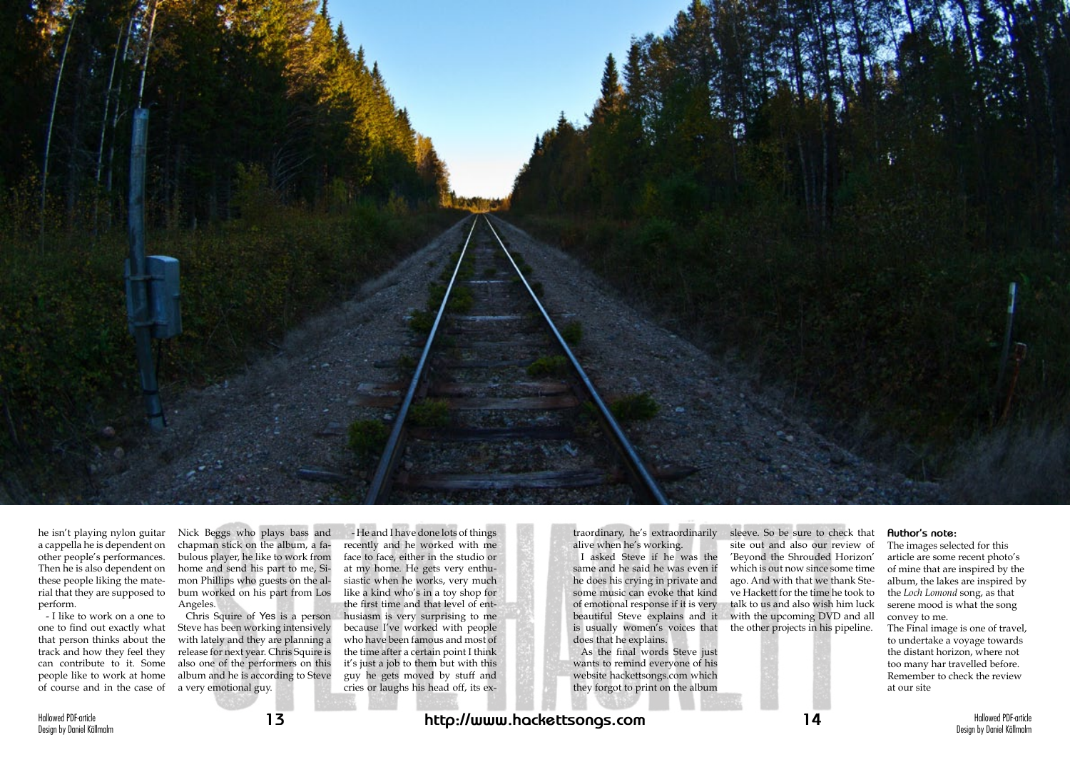he isn't playing nylon guitar a cappella he is dependent on other people's performances. Then he is also dependent on these people liking the material that they are supposed to perform.

- I like to work on a one to one to find out exactly what that person thinks about the track and how they feel they can contribute to it. Some people like to work at home of course and in the case of Nick Beggs who plays bass and chapman stick on the album, a fabulous player, he like to work from home and send his part to me, Simon Phillips who guests on the album worked on his part from Los Angeles.

Chris Squire of Yes is a person Steve has been working intensively with lately and they are planning a release for next year. Chris Squire is also one of the performers on this album and he is according to Steve a very emotional guy.

- He and I have done lots of things recently and he worked with me face to face, either in the studio or at my home. He gets very enthusiastic when he works, very much like a kind who's in a toy shop for the first time and that level of enthusiasm is very surprising to me because I've worked with people who have been famous and most of the time after a certain point I think it's just a job to them but with this guy he gets moved by stuff and cries or laughs his head off, its extraordinary, he's extraordinarily alive when he's working.

I asked Steve if he was the same and he said he was even if he does his crying in private and some music can evoke that kind of emotional response if it is very beautiful Steve explains and it is usually women's voices that does that he explains.

As the final words Steve just wants to remind everyone of his website hackettsongs.com which they forgot to print on the album sleeve. So be sure to check that site out and also our review of 'Beyond the Shrouded Horizon' which is out now since some time ago. And with that we thank Steve Hackett for the time he took to talk to us and also wish him luck with the upcoming DVD and all the other projects in his pipeline.

**Author's note:**

The images selected for this article are some recent photo's of mine that are inspired by the album, the lakes are inspired by the *Loch Lomond* song, as that serene mood is what the song convey to me.

The Final image is one of travel, to undertake a voyage towards the distant horizon, where not too many har travelled before. Remember to check the review at our site

http://www.hackettsongs.com